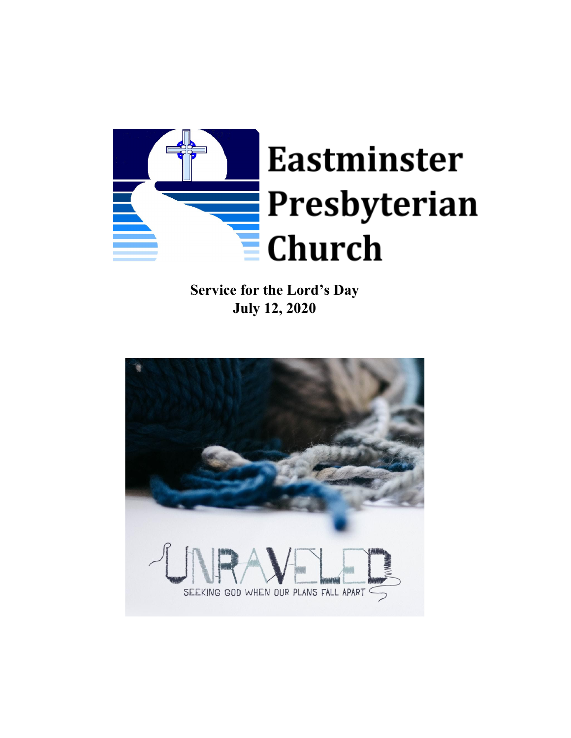# Eastminster Presbyterian Church

**Service for the Lord's Day**
**July 12, 2020**

UNRAVELED

SEEKING GOD WHEN OUR PLANS FALL APART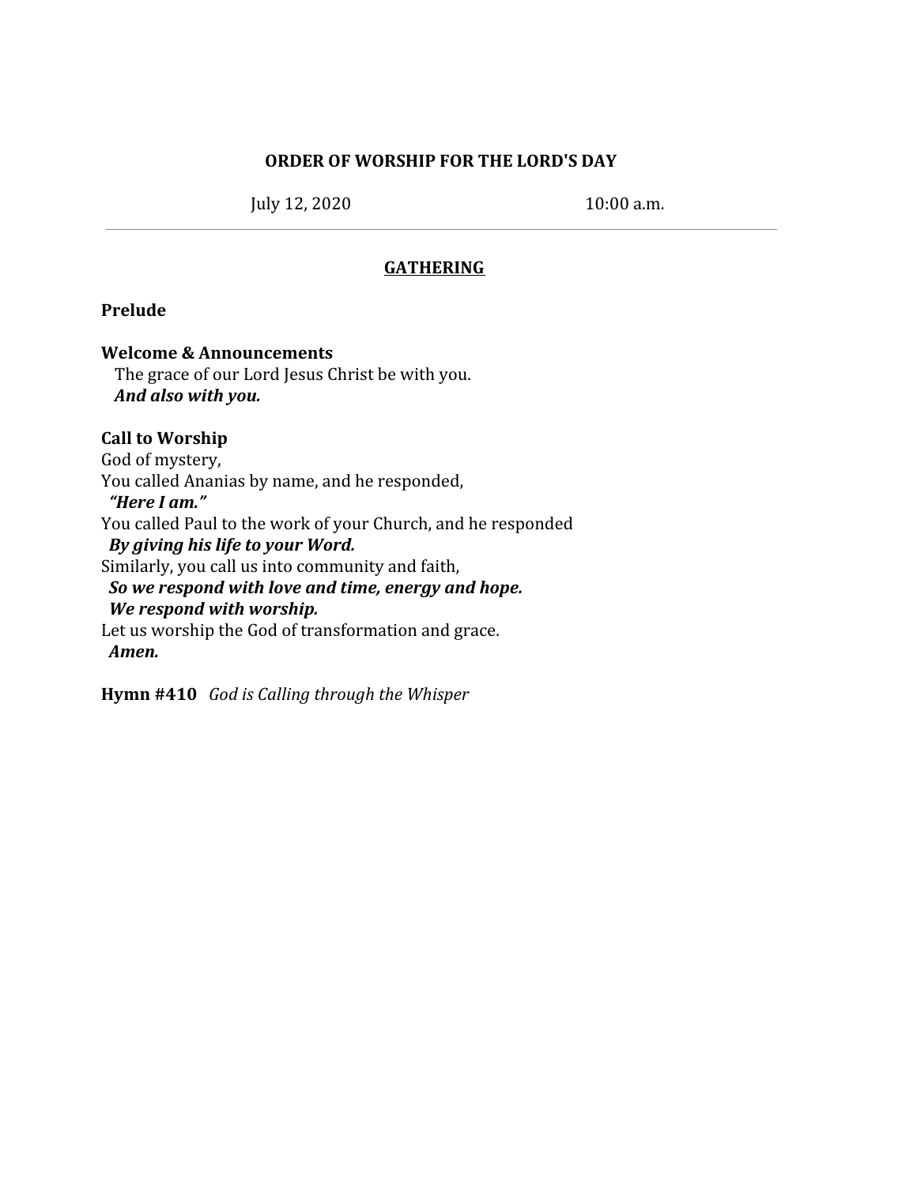**ORDER OF WORSHIP FOR THE LORD'S DAY**

July 12, 2020 10:00 a.m.

---

## GATHERING

**Prelude**

**Welcome & Announcements**
The grace of our Lord Jesus Christ be with you.
***And also with you.***

**Call to Worship**
God of mystery,
You called Ananias by name, and he responded,
***"Here I am."***
You called Paul to the work of your Church, and he responded
***By giving his life to your Word.***
Similarly, you call us into community and faith,
***So we respond with love and time, energy and hope.***
***We respond with worship.***
Let us worship the God of transformation and grace.
***Amen.***

**Hymn #410** *God is Calling through the Whisper*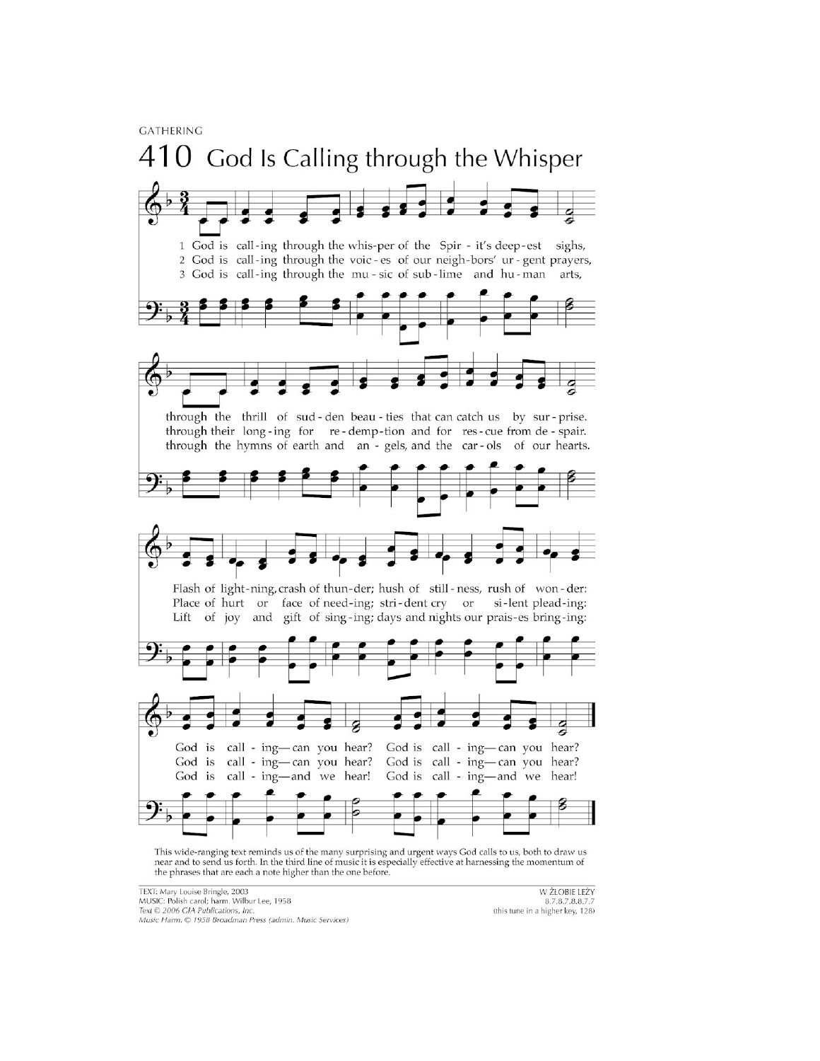GATHERING

# 410 God Is Calling through the Whisper

1 God is call-ing through the whis-per of the Spir - it's deep-est sighs,
through the thrill of sud - den beau - ties that can catch us by sur - prise.
Flash of light-ning, crash of thun-der; hush of still - ness, rush of won - der:
God is call - ing—can you hear? God is call - ing—can you hear?

2 God is call-ing through the voic - es of our neigh-bors' ur - gent prayers,
through their long - ing for re - demp-tion and for res - cue from de - spair.
Place of hurt or face of need-ing; stri - dent cry or si - lent plead-ing:
God is call - ing—can you hear? God is call - ing—can you hear?

3 God is call-ing through the mu - sic of sub - lime and hu - man arts,
through the hymns of earth and an - gels, and the car - ols of our hearts.
Lift of joy and gift of sing - ing; days and nights our prais-es bring-ing:
God is call - ing—and we hear! God is call - ing—and we hear!

This wide-ranging text reminds us of the many surprising and urgent ways God calls to us, both to draw us near and to send us forth. In the third line of music it is especially effective at harnessing the momentum of the phrases that are each a note higher than the one before.

TEXT: Mary Louise Bringle, 2003
MUSIC: Polish carol; harm. Wilbur Lee, 1958
*Text © 2006 GIA Publications, Inc.*
*Music Harm. © 1958 Broadman Press (admin. Music Services)*

W ŻŁOBIE LEŻY
8.7.8.7.8.8.7.7
(this tune in a higher key, 128)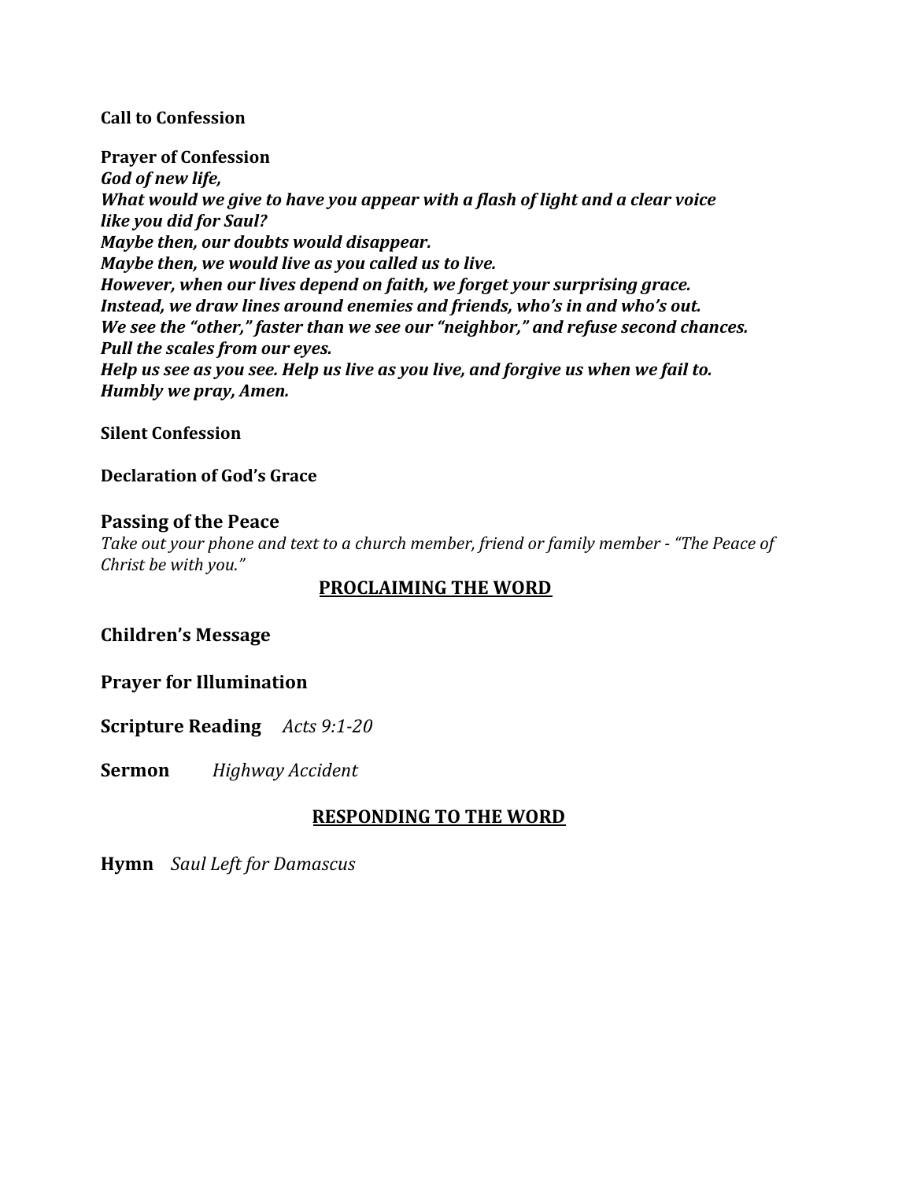**Call to Confession**

**Prayer of Confession**
***God of new life,***
***What would we give to have you appear with a flash of light and a clear voice like you did for Saul?***
***Maybe then, our doubts would disappear.***
***Maybe then, we would live as you called us to live.***
***However, when our lives depend on faith, we forget your surprising grace.***
***Instead, we draw lines around enemies and friends, who's in and who's out.***
***We see the "other," faster than we see our "neighbor," and refuse second chances.***
***Pull the scales from our eyes.***
***Help us see as you see. Help us live as you live, and forgive us when we fail to.***
***Humbly we pray, Amen.***

**Silent Confession**

**Declaration of God's Grace**

### Passing of the Peace

*Take out your phone and text to a church member, friend or family member - "The Peace of Christ be with you."*

## PROCLAIMING THE WORD

### Children's Message

### Prayer for Illumination

**Scripture Reading** *Acts 9:1-20*

**Sermon** *Highway Accident*

## RESPONDING TO THE WORD

**Hymn** *Saul Left for Damascus*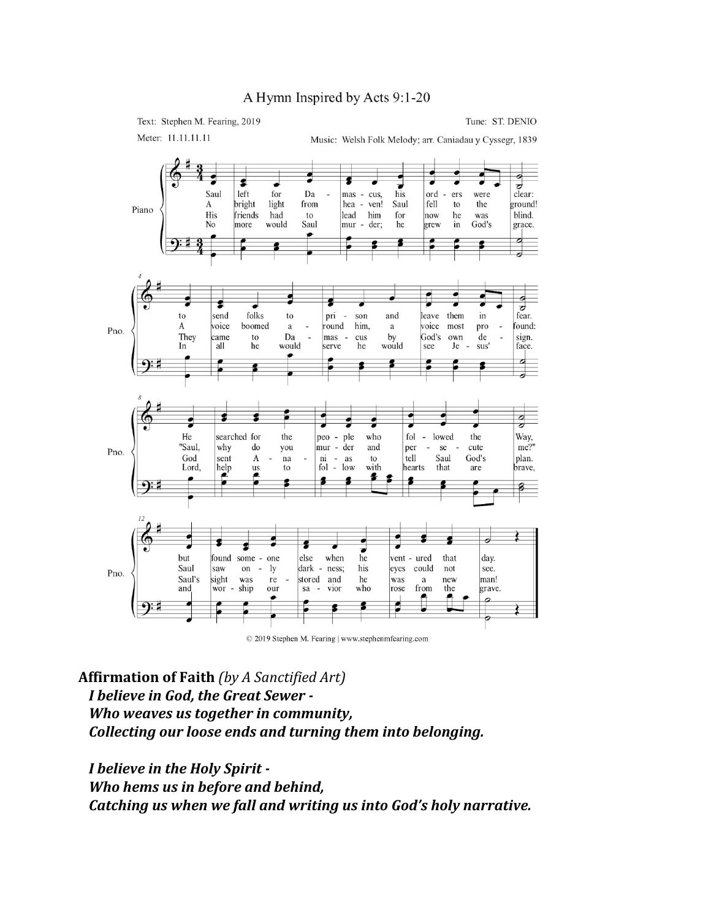## A Hymn Inspired by Acts 9:1-20

Text: Stephen M. Fearing, 2019
Meter: 11.11.11.11

Tune: ST. DENIO
Music: Welsh Folk Melody; arr. Caniadau y Cyssegr, 1839

1. Saul left for Damascus, his orders were clear:
to send folks to prison and leave them in fear.
He searched for the people who followed the Way,
but found someone else when he ventured that day.

2. A bright light from heaven! Saul fell to the ground!
A voice boomed around him, a voice most profound:
"Saul, why do you murder and persecute me?"
Saul saw only darkness; his eyes could not see.

3. His friends had to lead him for now he was blind.
They came to Damascus by God's own design.
God sent Ananias to tell Saul God's plan.
Saul's sight was restored and he was a new man!

4. No more would Saul murder; he grew in God's grace.
In all he would serve he would see Jesus' face.
Lord, help us to follow with hearts that are brave,
and worship our savior who rose from the grave.

© 2019 Stephen M. Fearing | www.stephenmfearing.com

**Affirmation of Faith** *(by A Sanctified Art)*

***I believe in God, the Great Sewer -***
***Who weaves us together in community,***
***Collecting our loose ends and turning them into belonging.***

***I believe in the Holy Spirit -***
***Who hems us in before and behind,***
***Catching us when we fall and writing us into God's holy narrative.***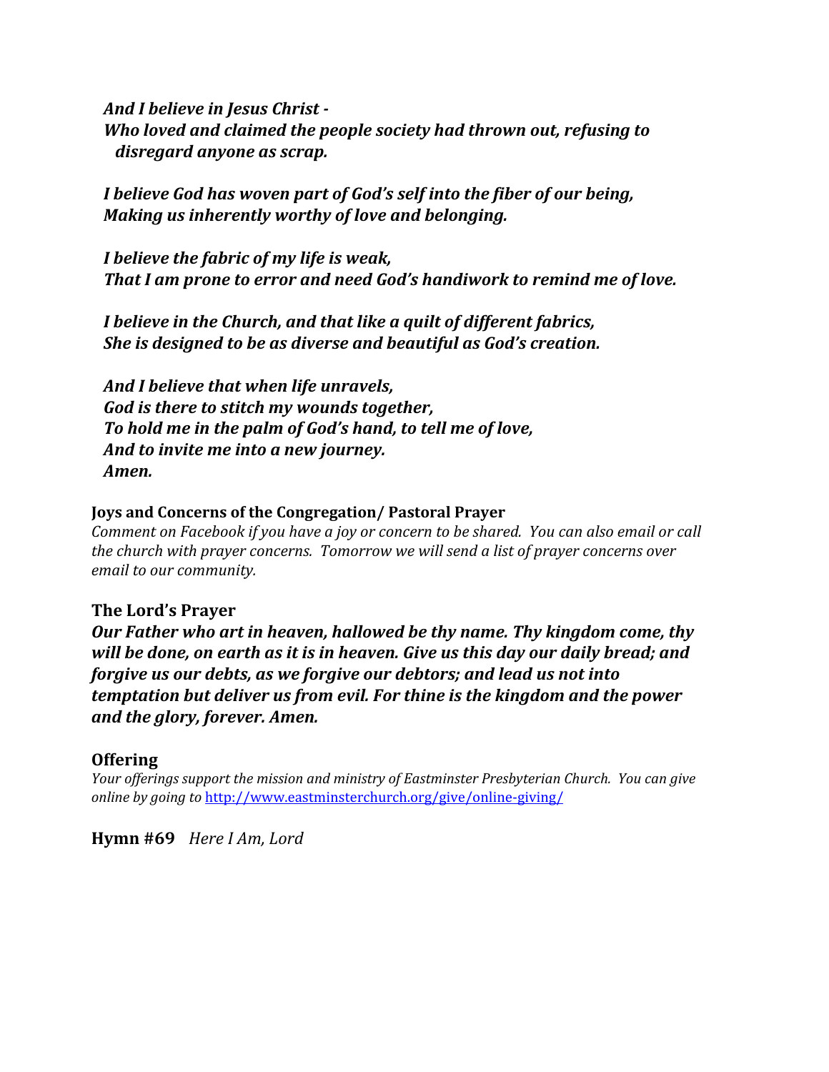***And I believe in Jesus Christ -***
***Who loved and claimed the people society had thrown out, refusing to disregard anyone as scrap.***

***I believe God has woven part of God's self into the fiber of our being,***
***Making us inherently worthy of love and belonging.***

***I believe the fabric of my life is weak,***
***That I am prone to error and need God's handiwork to remind me of love.***

***I believe in the Church, and that like a quilt of different fabrics,***
***She is designed to be as diverse and beautiful as God's creation.***

***And I believe that when life unravels,***
***God is there to stitch my wounds together,***
***To hold me in the palm of God's hand, to tell me of love,***
***And to invite me into a new journey.***
***Amen.***

**Joys and Concerns of the Congregation/ Pastoral Prayer**

*Comment on Facebook if you have a joy or concern to be shared. You can also email or call the church with prayer concerns. Tomorrow we will send a list of prayer concerns over email to our community.*

**The Lord's Prayer**

***Our Father who art in heaven, hallowed be thy name. Thy kingdom come, thy will be done, on earth as it is in heaven. Give us this day our daily bread; and forgive us our debts, as we forgive our debtors; and lead us not into temptation but deliver us from evil. For thine is the kingdom and the power and the glory, forever. Amen.***

**Offering**

*Your offerings support the mission and ministry of Eastminster Presbyterian Church. You can give online by going to* http://www.eastminsterchurch.org/give/online-giving/

**Hymn #69** *Here I Am, Lord*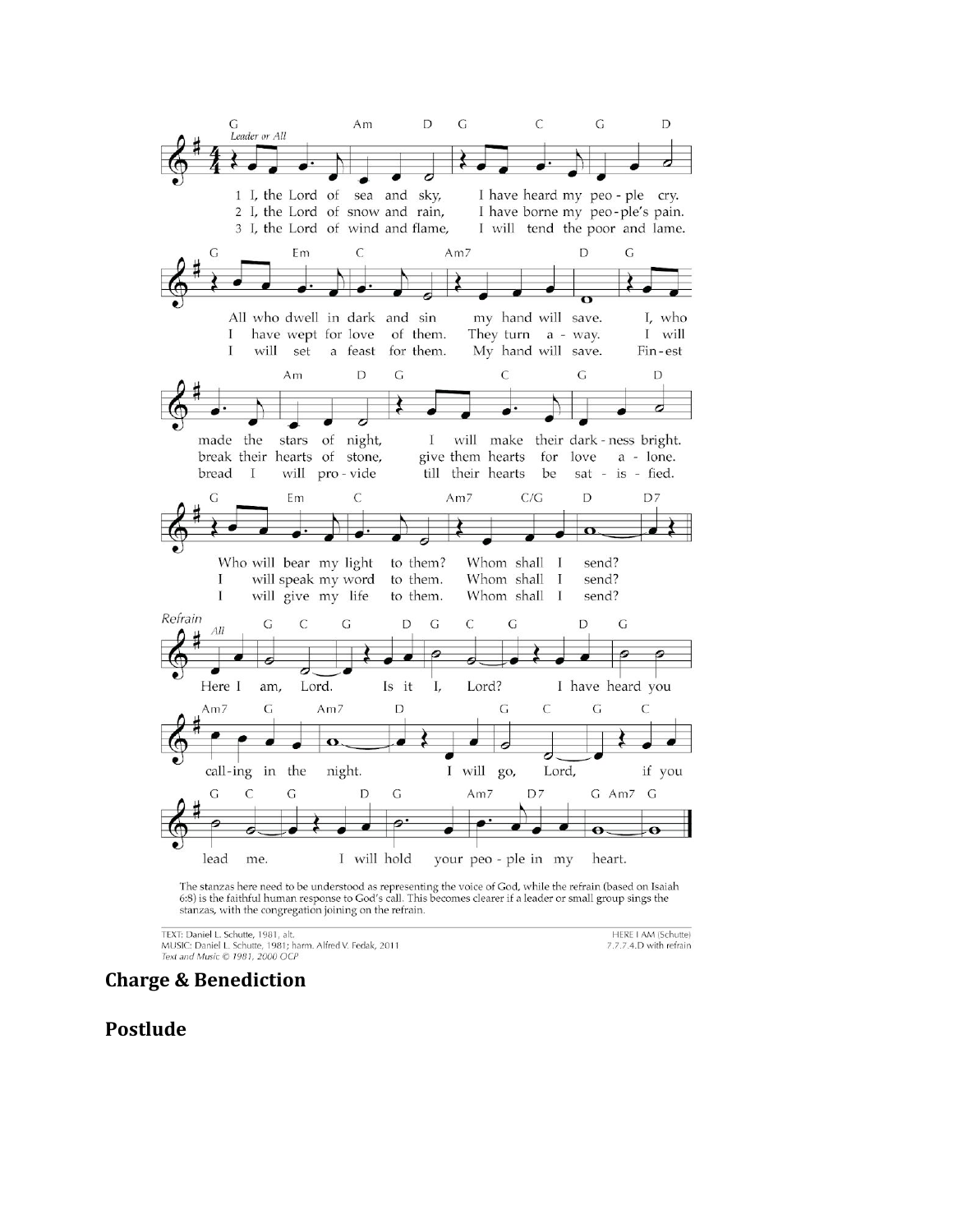1 I, the Lord of sea and sky, I have heard my people cry. All who dwell in dark and sin my hand will save. I, who made the stars of night, I will make their darkness bright. Who will bear my light to them? Whom shall I send?

2 I, the Lord of snow and rain, I have borne my people's pain. I have wept for love of them. They turn away. I will break their hearts of stone, give them hearts for love alone. I will speak my word to them. Whom shall I send?

3 I, the Lord of wind and flame, I will tend the poor and lame. I will set a feast for them. My hand will save. Finest bread I will provide till their hearts be satisfied. I will give my life to them. Whom shall I send?

*Refrain* (All): Here I am, Lord. Is it I, Lord? I have heard you calling in the night. I will go, Lord, if you lead me. I will hold your people in my heart.

The stanzas here need to be understood as representing the voice of God, while the refrain (based on Isaiah 6:8) is the faithful human response to God's call. This becomes clearer if a leader or small group sings the stanzas, with the congregation joining on the refrain.

TEXT: Daniel L. Schutte, 1981, alt.
MUSIC: Daniel L. Schutte, 1981; harm. Alfred V. Fedak, 2011
*Text and Music © 1981, 2000 OCP*

HERE I AM (Schutte)
7.7.7.4.D with refrain

**Charge & Benediction**

**Postlude**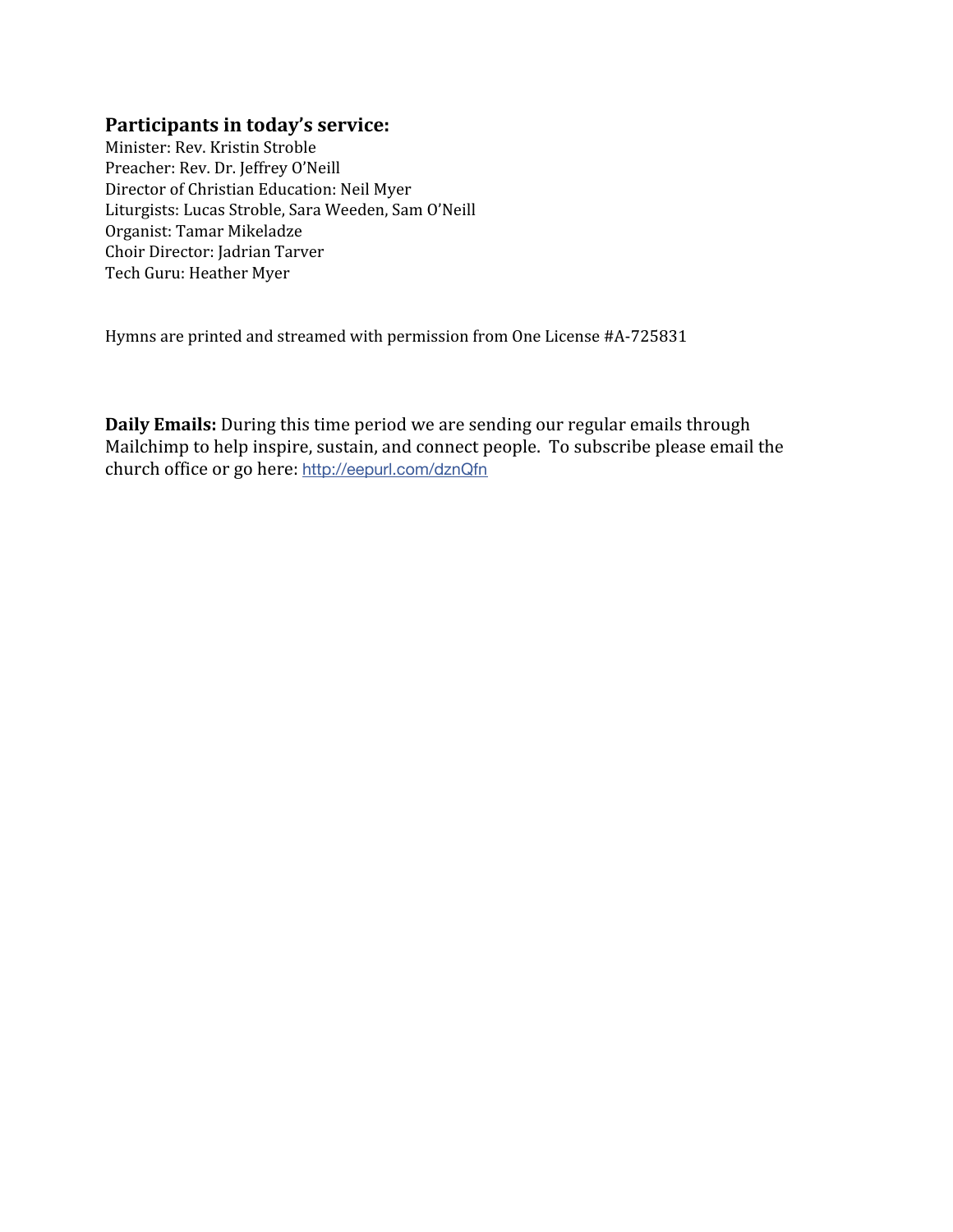**Participants in today's service:**
Minister: Rev. Kristin Stroble
Preacher: Rev. Dr. Jeffrey O'Neill
Director of Christian Education: Neil Myer
Liturgists: Lucas Stroble, Sara Weeden, Sam O'Neill
Organist: Tamar Mikeladze
Choir Director: Jadrian Tarver
Tech Guru: Heather Myer

Hymns are printed and streamed with permission from One License #A-725831

**Daily Emails:** During this time period we are sending our regular emails through Mailchimp to help inspire, sustain, and connect people. To subscribe please email the church office or go here: http://eepurl.com/dznQfn